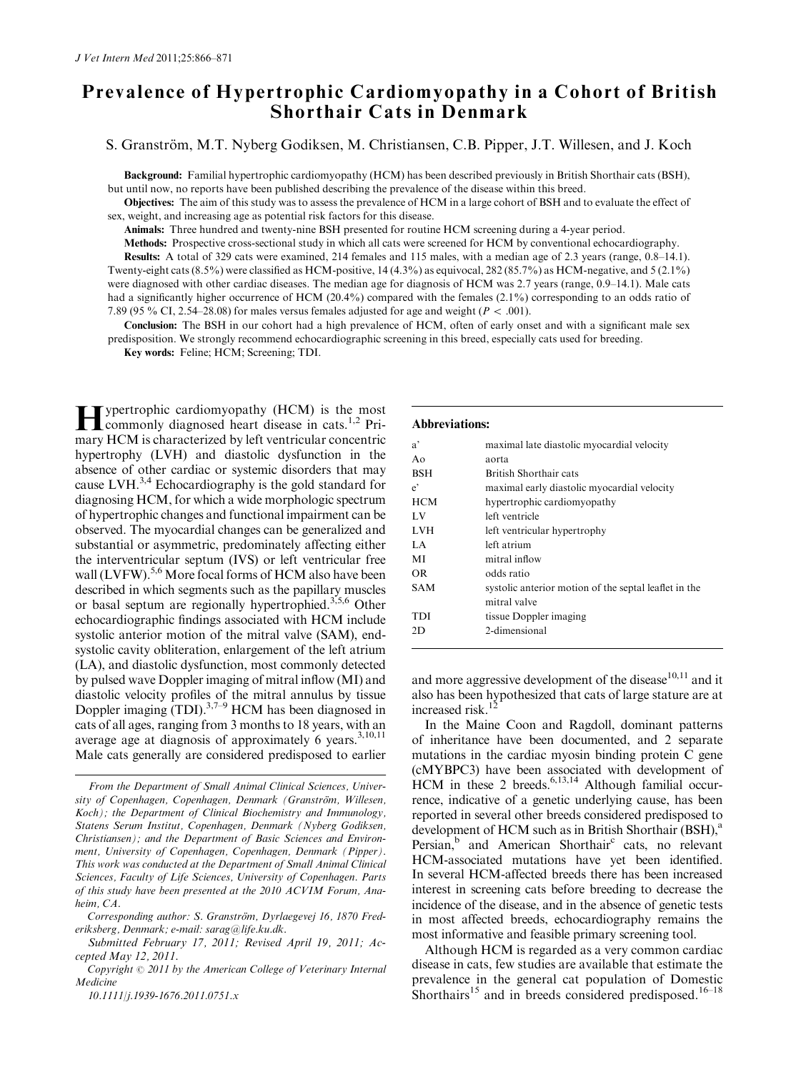# Prevalence of Hypertrophic Cardiomyopathy in a Cohort of British Shorthair Cats in Denmark

S. Granström, M.T. Nyberg Godiksen, M. Christiansen, C.B. Pipper, J.T. Willesen, and J. Koch

**Background:** Familial hypertrophic cardiomyopathy (HCM) has been described previously in British Shorthair cats (BSH), but until now, no reports have been published describing the prevalence of the disease within this breed.

**Objectives:** The aim of this study was to assess the prevalence of HCM in a large cohort of BSH and to evaluate the effect of sex, weight, and increasing age as potential risk factors for this disease.

**Animals:** Three hundred and twenty-nine BSH presented for routine HCM screening during a 4-year period.

**Methods:** Prospective cross-sectional study in which all cats were screened for HCM by conventional echocardiography.

**Results:** A total of 329 cats were examined, 214 females and 115 males, with a median age of 2.3 years (range, 0.8–14.1). Twenty-eight cats (8.5%) were classified as HCM-positive, 14 (4.3%) as equivocal, 282 (85.7%) as HCM-negative, and 5 (2.1%) were diagnosed with other cardiac diseases. The median age for diagnosis of HCM was 2.7 years (range, 0.9–14.1). Male cats had a significantly higher occurrence of HCM (20.4%) compared with the females (2.1%) corresponding to an odds ratio of 7.89 (95 % CI, 2.54–28.08) for males versus females adjusted for age and weight ($P < .001$).

**Conclusion:** The BSH in our cohort had a high prevalence of HCM, often of early onset and with a significant male sex predisposition. We strongly recommend echocardiographic screening in this breed, especially cats used for breeding.

**Key words:** Feline; HCM; Screening; TDI.

Hypertrophic cardiomyopathy (HCM) is the most commonly diagnosed heart disease in cats.[1,2] Primary HCM is characterized by left ventricular concentric hypertrophy (LVH) and diastolic dysfunction in the absence of other cardiac or systemic disorders that may cause LVH.[3,4] Echocardiography is the gold standard for diagnosing HCM, for which a wide morphologic spectrum of hypertrophic changes and functional impairment can be observed. The myocardial changes can be generalized and substantial or asymmetric, predominately affecting either the interventricular septum (IVS) or left ventricular free wall (LVFW).[5,6] More focal forms of HCM also have been described in which segments such as the papillary muscles or basal septum are regionally hypertrophied.[3,5,6] Other echocardiographic findings associated with HCM include systolic anterior motion of the mitral valve (SAM), end-systolic cavity obliteration, enlargement of the left atrium (LA), and diastolic dysfunction, most commonly detected by pulsed wave Doppler imaging of mitral inflow (MI) and diastolic velocity profiles of the mitral annulus by tissue Doppler imaging (TDI).[3,7–9] HCM has been diagnosed in cats of all ages, ranging from 3 months to 18 years, with an average age at diagnosis of approximately 6 years.[3,10,11] Male cats generally are considered predisposed to earlier and more aggressive development of the disease[10,11] and it also has been hypothesized that cats of large stature are at increased risk.[12]

In the Maine Coon and Ragdoll, dominant patterns of inheritance have been documented, and 2 separate mutations in the cardiac myosin binding protein C gene (cMYBPC3) have been associated with development of HCM in these 2 breeds.[6,13,14] Although familial occurrence, indicative of a genetic underlying cause, has been reported in several other breeds considered predisposed to development of HCM such as in British Shorthair (BSH),[a] Persian,[b] and American Shorthair[c] cats, no relevant HCM-associated mutations have yet been identified. In several HCM-affected breeds there has been increased interest in screening cats before breeding to decrease the incidence of the disease, and in the absence of genetic tests in most affected breeds, echocardiography remains the most informative and feasible primary screening tool.

Although HCM is regarded as a very common cardiac disease in cats, few studies are available that estimate the prevalence in the general cat population of Domestic Shorthairs[15] and in breeds considered predisposed.[16–18]

**Abbreviations:**

| | |
|---|---|
| a' | maximal late diastolic myocardial velocity |
| Ao | aorta |
| BSH | British Shorthair cats |
| e' | maximal early diastolic myocardial velocity |
| HCM | hypertrophic cardiomyopathy |
| LV | left ventricle |
| LVH | left ventricular hypertrophy |
| LA | left atrium |
| MI | mitral inflow |
| OR | odds ratio |
| SAM | systolic anterior motion of the septal leaflet in the mitral valve |
| TDI | tissue Doppler imaging |
| 2D | 2-dimensional |

*From the Department of Small Animal Clinical Sciences, University of Copenhagen, Copenhagen, Denmark (Granström, Willesen, Koch); the Department of Clinical Biochemistry and Immunology, Statens Serum Institut, Copenhagen, Denmark (Nyberg Godiksen, Christiansen); and the Department of Basic Sciences and Environment, University of Copenhagen, Copenhagen, Denmark (Pipper). This work was conducted at the Department of Small Animal Clinical Sciences, Faculty of Life Sciences, University of Copenhagen. Parts of this study have been presented at the 2010 ACVIM Forum, Anaheim, CA.*

*Corresponding author: S. Granström, Dyrlaegevej 16, 1870 Frederiksberg, Denmark; e-mail: sarag@life.ku.dk.*

*Submitted February 17, 2011; Revised April 19, 2011; Accepted May 12, 2011.*

*Copyright © 2011 by the American College of Veterinary Internal Medicine*

*10.1111/j.1939-1676.2011.0751.x*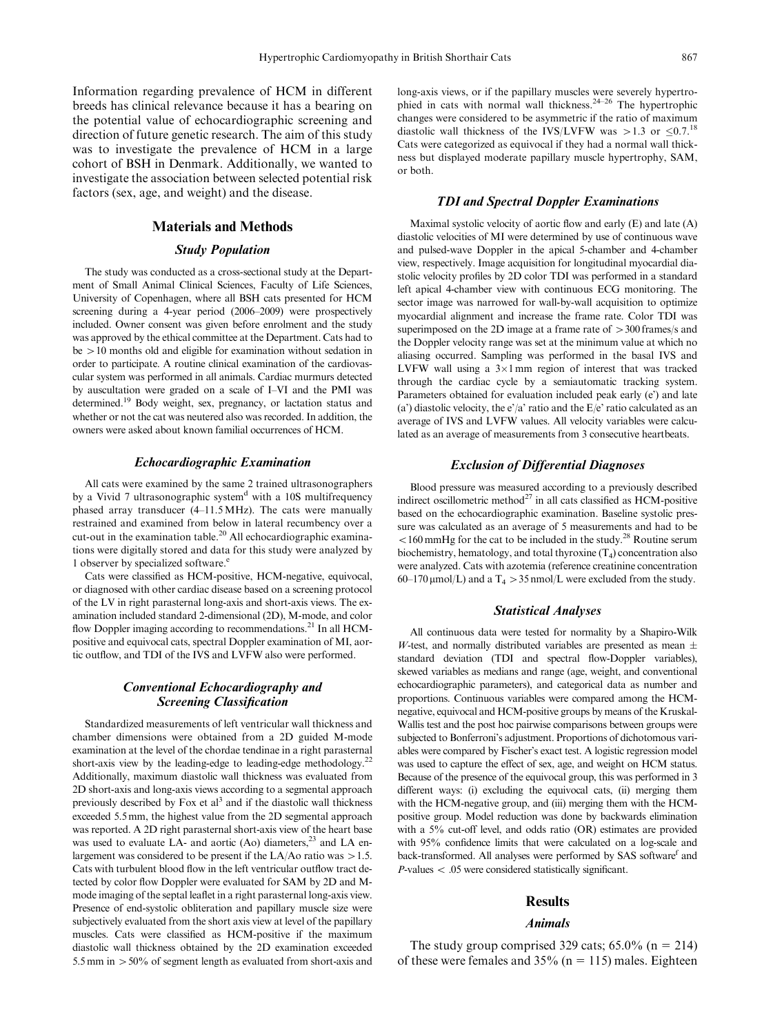Information regarding prevalence of HCM in different breeds has clinical relevance because it has a bearing on the potential value of echocardiographic screening and direction of future genetic research. The aim of this study was to investigate the prevalence of HCM in a large cohort of BSH in Denmark. Additionally, we wanted to investigate the association between selected potential risk factors (sex, age, and weight) and the disease.

## Materials and Methods

### Study Population

The study was conducted as a cross-sectional study at the Department of Small Animal Clinical Sciences, Faculty of Life Sciences, University of Copenhagen, where all BSH cats presented for HCM screening during a 4-year period (2006–2009) were prospectively included. Owner consent was given before enrolment and the study was approved by the ethical committee at the Department. Cats had to be >10 months old and eligible for examination without sedation in order to participate. A routine clinical examination of the cardiovascular system was performed in all animals. Cardiac murmurs detected by auscultation were graded on a scale of I–VI and the PMI was determined.[19] Body weight, sex, pregnancy, or lactation status and whether or not the cat was neutered also was recorded. In addition, the owners were asked about known familial occurrences of HCM.

### Echocardiographic Examination

All cats were examined by the same 2 trained ultrasonographers by a Vivid 7 ultrasonographic system[d] with a 10S multifrequency phased array transducer (4–11.5 MHz). The cats were manually restrained and examined from below in lateral recumbency over a cut-out in the examination table.[20] All echocardiographic examinations were digitally stored and data for this study were analyzed by 1 observer by specialized software.[e]

Cats were classified as HCM-positive, HCM-negative, equivocal, or diagnosed with other cardiac disease based on a screening protocol of the LV in right parasternal long-axis and short-axis views. The examination included standard 2-dimensional (2D), M-mode, and color flow Doppler imaging according to recommendations.[21] In all HCM-positive and equivocal cats, spectral Doppler examination of MI, aortic outflow, and TDI of the IVS and LVFW also were performed.

### Conventional Echocardiography and Screening Classification

Standardized measurements of left ventricular wall thickness and chamber dimensions were obtained from a 2D guided M-mode examination at the level of the chordae tendinae in a right parasternal short-axis view by the leading-edge to leading-edge methodology.[22] Additionally, maximum diastolic wall thickness was evaluated from 2D short-axis and long-axis views according to a segmental approach previously described by Fox et al[3] and if the diastolic wall thickness exceeded 5.5 mm, the highest value from the 2D segmental approach was reported. A 2D right parasternal short-axis view of the heart base was used to evaluate LA- and aortic (Ao) diameters,[23] and LA enlargement was considered to be present if the LA/Ao ratio was >1.5. Cats with turbulent blood flow in the left ventricular outflow tract detected by color flow Doppler were evaluated for SAM by 2D and M-mode imaging of the septal leaflet in a right parasternal long-axis view. Presence of end-systolic obliteration and papillary muscle size were subjectively evaluated from the short axis view at level of the papillary muscles. Cats were classified as HCM-positive if the maximum diastolic wall thickness obtained by the 2D examination exceeded 5.5 mm in >50% of segment length as evaluated from short-axis and long-axis views, or if the papillary muscles were severely hypertrophied in cats with normal wall thickness.[24–26] The hypertrophic changes were considered to be asymmetric if the ratio of maximum diastolic wall thickness of the IVS/LVFW was >1.3 or ≤0.7.[18] Cats were categorized as equivocal if they had a normal wall thickness but displayed moderate papillary muscle hypertrophy, SAM, or both.

### TDI and Spectral Doppler Examinations

Maximal systolic velocity of aortic flow and early (E) and late (A) diastolic velocities of MI were determined by use of continuous wave and pulsed-wave Doppler in the apical 5-chamber and 4-chamber view, respectively. Image acquisition for longitudinal myocardial diastolic velocity profiles by 2D color TDI was performed in a standard left apical 4-chamber view with continuous ECG monitoring. The sector image was narrowed for wall-by-wall acquisition to optimize myocardial alignment and increase the frame rate. Color TDI was superimposed on the 2D image at a frame rate of >300 frames/s and the Doppler velocity range was set at the minimum value at which no aliasing occurred. Sampling was performed in the basal IVS and LVFW wall using a 3×1 mm region of interest that was tracked through the cardiac cycle by a semiautomatic tracking system. Parameters obtained for evaluation included peak early (e') and late (a') diastolic velocity, the e'/a' ratio and the E/e' ratio calculated as an average of IVS and LVFW values. All velocity variables were calculated as an average of measurements from 3 consecutive heartbeats.

### Exclusion of Differential Diagnoses

Blood pressure was measured according to a previously described indirect oscillometric method[27] in all cats classified as HCM-positive based on the echocardiographic examination. Baseline systolic pressure was calculated as an average of 5 measurements and had to be <160 mmHg for the cat to be included in the study.[28] Routine serum biochemistry, hematology, and total thyroxine ($T_4$) concentration also were analyzed. Cats with azotemia (reference creatinine concentration 60–170 μmol/L) and a $T_4$ >35 nmol/L were excluded from the study.

### Statistical Analyses

All continuous data were tested for normality by a Shapiro-Wilk *W*-test, and normally distributed variables are presented as mean ± standard deviation (TDI and spectral flow-Doppler variables), skewed variables as medians and range (age, weight, and conventional echocardiographic parameters), and categorical data as number and proportions. Continuous variables were compared among the HCM-negative, equivocal and HCM-positive groups by means of the Kruskal-Wallis test and the post hoc pairwise comparisons between groups were subjected to Bonferroni's adjustment. Proportions of dichotomous variables were compared by Fischer's exact test. A logistic regression model was used to capture the effect of sex, age, and weight on HCM status. Because of the presence of the equivocal group, this was performed in 3 different ways: (i) excluding the equivocal cats, (ii) merging them with the HCM-negative group, and (iii) merging them with the HCM-positive group. Model reduction was done by backwards elimination with a 5% cut-off level, and odds ratio (OR) estimates are provided with 95% confidence limits that were calculated on a log-scale and back-transformed. All analyses were performed by SAS software[f] and *P*-values < .05 were considered statistically significant.

## Results

### Animals

The study group comprised 329 cats; 65.0% (n = 214) of these were females and 35% (n = 115) males. Eighteen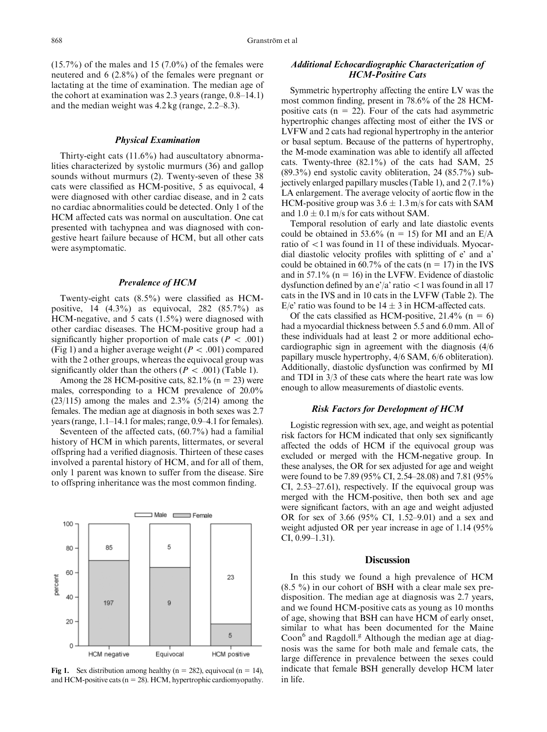(15.7%) of the males and 15 (7.0%) of the females were neutered and 6 (2.8%) of the females were pregnant or lactating at the time of examination. The median age of the cohort at examination was 2.3 years (range, 0.8–14.1) and the median weight was 4.2 kg (range, 2.2–8.3).

### *Physical Examination*

Thirty-eight cats (11.6%) had auscultatory abnormalities characterized by systolic murmurs (36) and gallop sounds without murmurs (2). Twenty-seven of these 38 cats were classified as HCM-positive, 5 as equivocal, 4 were diagnosed with other cardiac disease, and in 2 cats no cardiac abnormalities could be detected. Only 1 of the HCM affected cats was normal on auscultation. One cat presented with tachypnea and was diagnosed with congestive heart failure because of HCM, but all other cats were asymptomatic.

### *Prevalence of HCM*

Twenty-eight cats (8.5%) were classified as HCM-positive, 14 (4.3%) as equivocal, 282 (85.7%) as HCM-negative, and 5 cats (1.5%) were diagnosed with other cardiac diseases. The HCM-positive group had a significantly higher proportion of male cats ($P < .001$) (Fig 1) and a higher average weight ($P < .001$) compared with the 2 other groups, whereas the equivocal group was significantly older than the others ($P < .001$) (Table 1).

Among the 28 HCM-positive cats, 82.1% (n = 23) were males, corresponding to a HCM prevalence of 20.0% (23/115) among the males and 2.3% (5/214) among the females. The median age at diagnosis in both sexes was 2.7 years (range, 1.1–14.1 for males; range, 0.9–4.1 for females).

Seventeen of the affected cats, (60.7%) had a familial history of HCM in which parents, littermates, or several offspring had a verified diagnosis. Thirteen of these cases involved a parental history of HCM, and for all of them, only 1 parent was known to suffer from the disease. Sire to offspring inheritance was the most common finding.

Male
Female
100
80
60
40
20
0
percent
85
197
5
9
23
5
HCM negative
Equivocal
HCM positive

**Fig 1.** Sex distribution among healthy (n = 282), equivocal (n = 14), and HCM-positive cats (n = 28). HCM, hypertrophic cardiomyopathy.

### *Additional Echocardiographic Characterization of HCM-Positive Cats*

Symmetric hypertrophy affecting the entire LV was the most common finding, present in 78.6% of the 28 HCM-positive cats (n = 22). Four of the cats had asymmetric hypertrophic changes affecting most of either the IVS or LVFW and 2 cats had regional hypertrophy in the anterior or basal septum. Because of the patterns of hypertrophy, the M-mode examination was able to identify all affected cats. Twenty-three (82.1%) of the cats had SAM, 25 (89.3%) end systolic cavity obliteration, 24 (85.7%) subjectively enlarged papillary muscles (Table 1), and 2 (7.1%) LA enlargement. The average velocity of aortic flow in the HCM-positive group was $3.6 \pm 1.3$ m/s for cats with SAM and $1.0 \pm 0.1$ m/s for cats without SAM.

Temporal resolution of early and late diastolic events could be obtained in 53.6% (n = 15) for MI and an E/A ratio of $<1$ was found in 11 of these individuals. Myocardial diastolic velocity profiles with splitting of e' and a' could be obtained in 60.7% of the cats (n = 17) in the IVS and in 57.1% (n = 16) in the LVFW. Evidence of diastolic dysfunction defined by an e'/a' ratio $<1$ was found in all 17 cats in the IVS and in 10 cats in the LVFW (Table 2). The E/e' ratio was found to be $14 \pm 3$ in HCM-affected cats.

Of the cats classified as HCM-positive, 21.4% (n = 6) had a myocardial thickness between 5.5 and 6.0 mm. All of these individuals had at least 2 or more additional echocardiographic sign in agreement with the diagnosis (4/6 papillary muscle hypertrophy, 4/6 SAM, 6/6 obliteration). Additionally, diastolic dysfunction was confirmed by MI and TDI in 3/3 of these cats where the heart rate was low enough to allow measurements of diastolic events.

### *Risk Factors for Development of HCM*

Logistic regression with sex, age, and weight as potential risk factors for HCM indicated that only sex significantly affected the odds of HCM if the equivocal group was excluded or merged with the HCM-negative group. In these analyses, the OR for sex adjusted for age and weight were found to be 7.89 (95% CI, 2.54–28.08) and 7.81 (95% CI, 2.53–27.61), respectively. If the equivocal group was merged with the HCM-positive, then both sex and age were significant factors, with an age and weight adjusted OR for sex of 3.66 (95% CI, 1.52–9.01) and a sex and weight adjusted OR per year increase in age of 1.14 (95% CI, 0.99–1.31).

## Discussion

In this study we found a high prevalence of HCM (8.5 %) in our cohort of BSH with a clear male sex predisposition. The median age at diagnosis was 2.7 years, and we found HCM-positive cats as young as 10 months of age, showing that BSH can have HCM of early onset, similar to what has been documented for the Maine Coon[6] and Ragdoll.[g] Although the median age at diagnosis was the same for both male and female cats, the large difference in prevalence between the sexes could indicate that female BSH generally develop HCM later in life.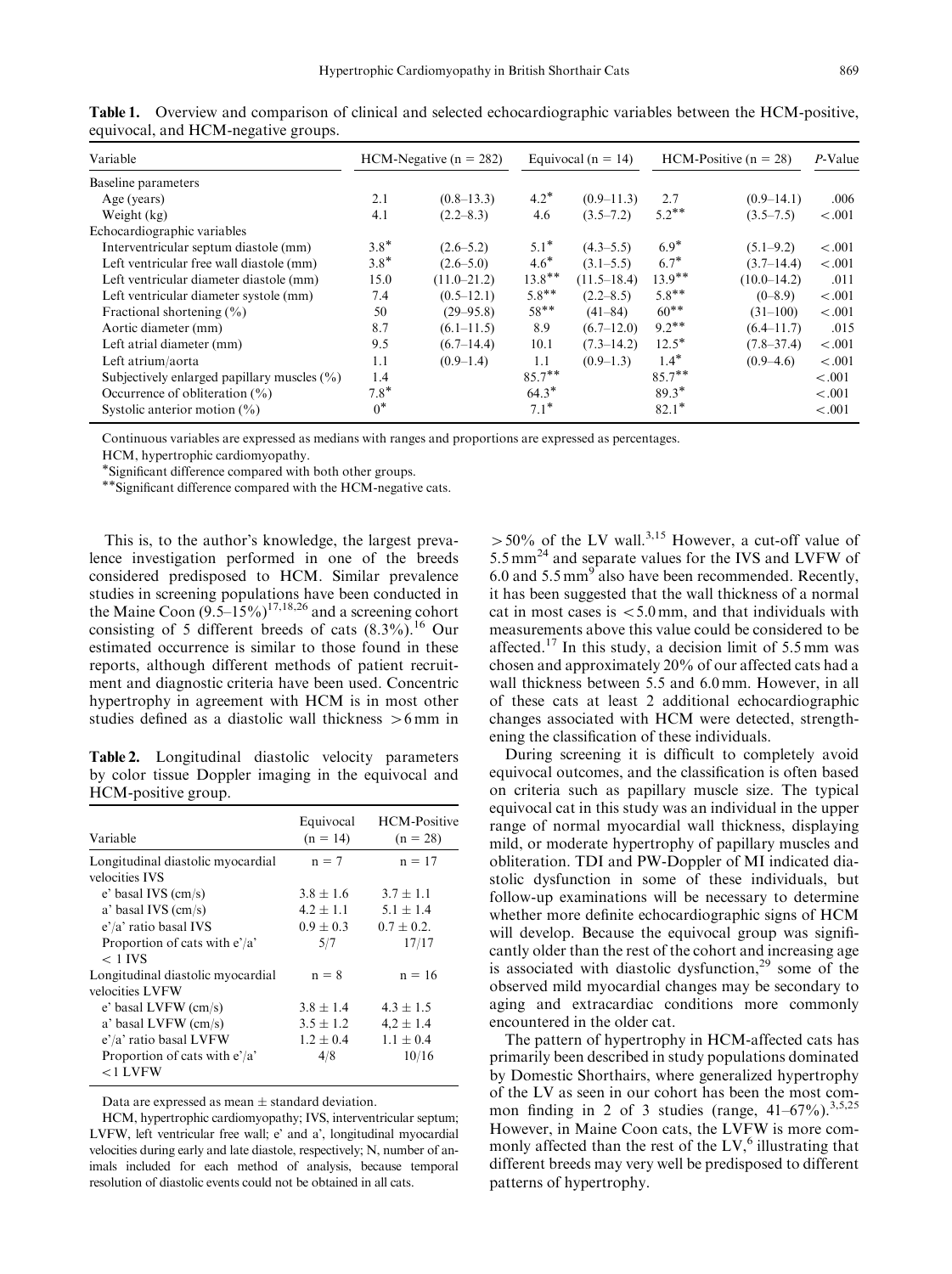**Table 1.** Overview and comparison of clinical and selected echocardiographic variables between the HCM-positive, equivocal, and HCM-negative groups.

| Variable | HCM-Negative (n = 282) | | Equivocal (n = 14) | | HCM-Positive (n = 28) | | P-Value |
|---|---|---|---|---|---|---|---|
| Baseline parameters | | | | | | | |
| Age (years) | 2.1 | (0.8–13.3) | 4.2* | (0.9–11.3) | 2.7 | (0.9–14.1) | .006 |
| Weight (kg) | 4.1 | (2.2–8.3) | 4.6 | (3.5–7.2) | 5.2** | (3.5–7.5) | <.001 |
| Echocardiographic variables | | | | | | | |
| Interventricular septum diastole (mm) | 3.8* | (2.6–5.2) | 5.1* | (4.3–5.5) | 6.9* | (5.1–9.2) | <.001 |
| Left ventricular free wall diastole (mm) | 3.8* | (2.6–5.0) | 4.6* | (3.1–5.5) | 6.7* | (3.7–14.4) | <.001 |
| Left ventricular diameter diastole (mm) | 15.0 | (11.0–21.2) | 13.8** | (11.5–18.4) | 13.9** | (10.0–14.2) | .011 |
| Left ventricular diameter systole (mm) | 7.4 | (0.5–12.1) | 5.8** | (2.2–8.5) | 5.8** | (0–8.9) | <.001 |
| Fractional shortening (%) | 50 | (29–95.8) | 58** | (41–84) | 60** | (31–100) | <.001 |
| Aortic diameter (mm) | 8.7 | (6.1–11.5) | 8.9 | (6.7–12.0) | 9.2** | (6.4–11.7) | .015 |
| Left atrial diameter (mm) | 9.5 | (6.7–14.4) | 10.1 | (7.3–14.2) | 12.5* | (7.8–37.4) | <.001 |
| Left atrium/aorta | 1.1 | (0.9–1.4) | 1.1 | (0.9–1.3) | 1.4* | (0.9–4.6) | <.001 |
| Subjectively enlarged papillary muscles (%) | 1.4 | | 85.7** | | 85.7** | | <.001 |
| Occurrence of obliteration (%) | 7.8* | | 64.3* | | 89.3* | | <.001 |
| Systolic anterior motion (%) | 0* | | 7.1* | | 82.1* | | <.001 |

Continuous variables are expressed as medians with ranges and proportions are expressed as percentages.

HCM, hypertrophic cardiomyopathy.

*Significant difference compared with both other groups.

**Significant difference compared with the HCM-negative cats.

This is, to the author's knowledge, the largest prevalence investigation performed in one of the breeds considered predisposed to HCM. Similar prevalence studies in screening populations have been conducted in the Maine Coon (9.5–15%)[17,18,26] and a screening cohort consisting of 5 different breeds of cats (8.3%).[16] Our estimated occurrence is similar to those found in these reports, although different methods of patient recruitment and diagnostic criteria have been used. Concentric hypertrophy in agreement with HCM is in most other studies defined as a diastolic wall thickness >6 mm in >50% of the LV wall.[3,15] However, a cut-off value of 5.5 mm[24] and separate values for the IVS and LVFW of 6.0 and 5.5 mm[9] also have been recommended. Recently, it has been suggested that the wall thickness of a normal cat in most cases is <5.0 mm, and that individuals with measurements above this value could be considered to be affected.[17] In this study, a decision limit of 5.5 mm was chosen and approximately 20% of our affected cats had a wall thickness between 5.5 and 6.0 mm. However, in all of these cats at least 2 additional echocardiographic changes associated with HCM were detected, strengthening the classification of these individuals.

**Table 2.** Longitudinal diastolic velocity parameters by color tissue Doppler imaging in the equivocal and HCM-positive group.

| Variable | Equivocal (n = 14) | HCM-Positive (n = 28) |
|---|---|---|
| Longitudinal diastolic myocardial velocities IVS | n = 7 | n = 17 |
| e' basal IVS (cm/s) | 3.8 ± 1.6 | 3.7 ± 1.1 |
| a' basal IVS (cm/s) | 4.2 ± 1.1 | 5.1 ± 1.4 |
| e'/a' ratio basal IVS | 0.9 ± 0.3 | 0.7 ± 0.2. |
| Proportion of cats with e'/a' < 1 IVS | 5/7 | 17/17 |
| Longitudinal diastolic myocardial velocities LVFW | n = 8 | n = 16 |
| e' basal LVFW (cm/s) | 3.8 ± 1.4 | 4.3 ± 1.5 |
| a' basal LVFW (cm/s) | 3.5 ± 1.2 | 4,2 ± 1.4 |
| e'/a' ratio basal LVFW | 1.2 ± 0.4 | 1.1 ± 0.4 |
| Proportion of cats with e'/a' <1 LVFW | 4/8 | 10/16 |

Data are expressed as mean ± standard deviation.

HCM, hypertrophic cardiomyopathy; IVS, interventricular septum; LVFW, left ventricular free wall; e' and a', longitudinal myocardial velocities during early and late diastole, respectively; N, number of animals included for each method of analysis, because temporal resolution of diastolic events could not be obtained in all cats.

During screening it is difficult to completely avoid equivocal outcomes, and the classification is often based on criteria such as papillary muscle size. The typical equivocal cat in this study was an individual in the upper range of normal myocardial wall thickness, displaying mild, or moderate hypertrophy of papillary muscles and obliteration. TDI and PW-Doppler of MI indicated diastolic dysfunction in some of these individuals, but follow-up examinations will be necessary to determine whether more definite echocardiographic signs of HCM will develop. Because the equivocal group was significantly older than the rest of the cohort and increasing age is associated with diastolic dysfunction,[29] some of the observed mild myocardial changes may be secondary to aging and extracardiac conditions more commonly encountered in the older cat.

The pattern of hypertrophy in HCM-affected cats has primarily been described in study populations dominated by Domestic Shorthairs, where generalized hypertrophy of the LV as seen in our cohort has been the most common finding in 2 of 3 studies (range, 41–67%).[3,5,25] However, in Maine Coon cats, the LVFW is more commonly affected than the rest of the LV,[6] illustrating that different breeds may very well be predisposed to different patterns of hypertrophy.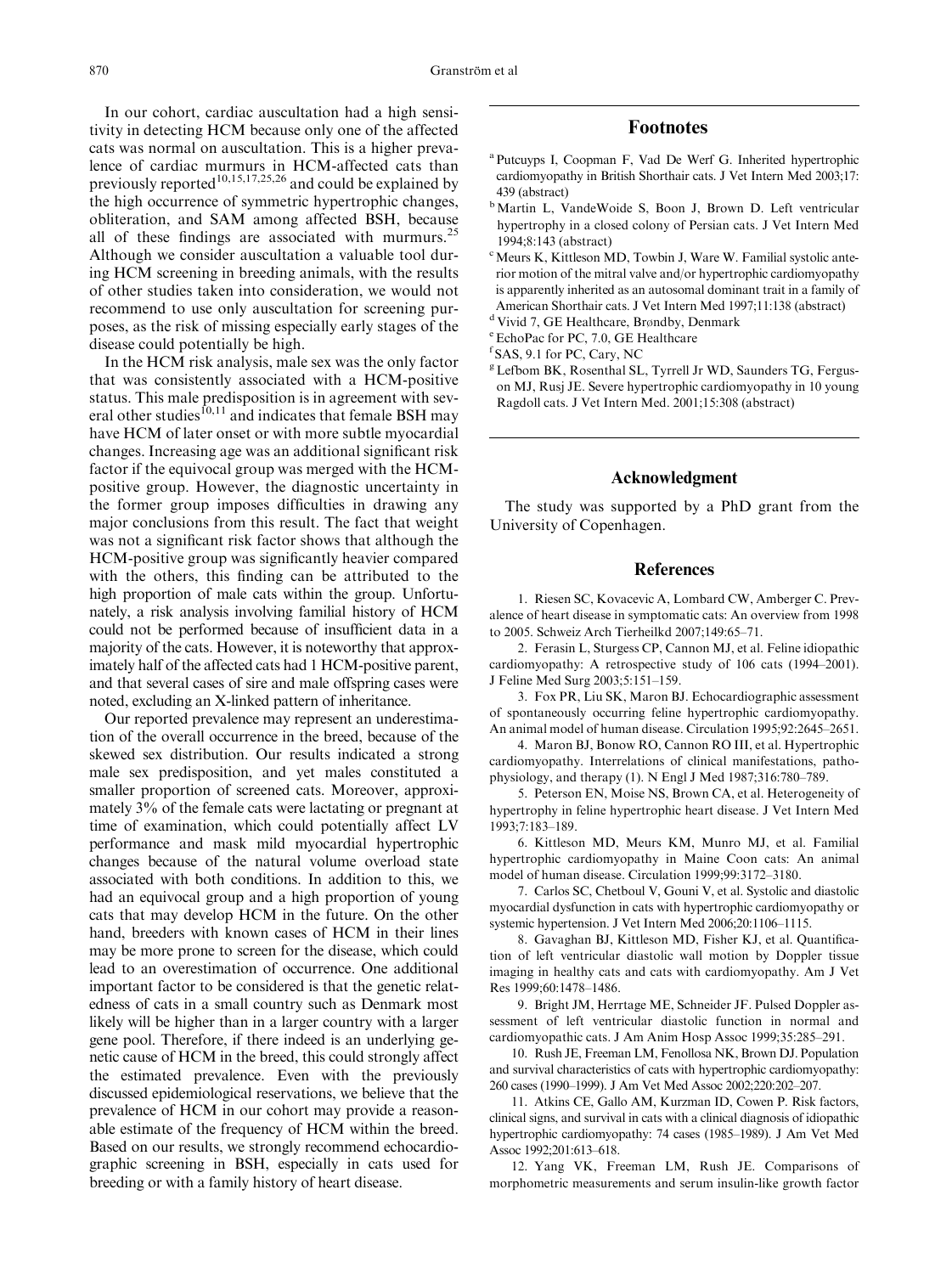In our cohort, cardiac auscultation had a high sensitivity in detecting HCM because only one of the affected cats was normal on auscultation. This is a higher prevalence of cardiac murmurs in HCM-affected cats than previously reported[10,15,17,25,26] and could be explained by the high occurrence of symmetric hypertrophic changes, obliteration, and SAM among affected BSH, because all of these findings are associated with murmurs.[25] Although we consider auscultation a valuable tool during HCM screening in breeding animals, with the results of other studies taken into consideration, we would not recommend to use only auscultation for screening purposes, as the risk of missing especially early stages of the disease could potentially be high.

In the HCM risk analysis, male sex was the only factor that was consistently associated with a HCM-positive status. This male predisposition is in agreement with several other studies[10,11] and indicates that female BSH may have HCM of later onset or with more subtle myocardial changes. Increasing age was an additional significant risk factor if the equivocal group was merged with the HCM-positive group. However, the diagnostic uncertainty in the former group imposes difficulties in drawing any major conclusions from this result. The fact that weight was not a significant risk factor shows that although the HCM-positive group was significantly heavier compared with the others, this finding can be attributed to the high proportion of male cats within the group. Unfortunately, a risk analysis involving familial history of HCM could not be performed because of insufficient data in a majority of the cats. However, it is noteworthy that approximately half of the affected cats had 1 HCM-positive parent, and that several cases of sire and male offspring cases were noted, excluding an X-linked pattern of inheritance.

Our reported prevalence may represent an underestimation of the overall occurrence in the breed, because of the skewed sex distribution. Our results indicated a strong male sex predisposition, and yet males constituted a smaller proportion of screened cats. Moreover, approximately 3% of the female cats were lactating or pregnant at time of examination, which could potentially affect LV performance and mask mild myocardial hypertrophic changes because of the natural volume overload state associated with both conditions. In addition to this, we had an equivocal group and a high proportion of young cats that may develop HCM in the future. On the other hand, breeders with known cases of HCM in their lines may be more prone to screen for the disease, which could lead to an overestimation of occurrence. One additional important factor to be considered is that the genetic relatedness of cats in a small country such as Denmark most likely will be higher than in a larger country with a larger gene pool. Therefore, if there indeed is an underlying genetic cause of HCM in the breed, this could strongly affect the estimated prevalence. Even with the previously discussed epidemiological reservations, we believe that the prevalence of HCM in our cohort may provide a reasonable estimate of the frequency of HCM within the breed. Based on our results, we strongly recommend echocardiographic screening in BSH, especially in cats used for breeding or with a family history of heart disease.

## Footnotes

[a] Putcuyps I, Coopman F, Vad De Werf G. Inherited hypertrophic cardiomyopathy in British Shorthair cats. J Vet Intern Med 2003;17: 439 (abstract)

[b] Martin L, VandeWoide S, Boon J, Brown D. Left ventricular hypertrophy in a closed colony of Persian cats. J Vet Intern Med 1994;8:143 (abstract)

[c] Meurs K, Kittleson MD, Towbin J, Ware W. Familial systolic anterior motion of the mitral valve and/or hypertrophic cardiomyopathy is apparently inherited as an autosomal dominant trait in a family of American Shorthair cats. J Vet Intern Med 1997;11:138 (abstract)

[d] Vivid 7, GE Healthcare, Brøndby, Denmark

[e] EchoPac for PC, 7.0, GE Healthcare

[f] SAS, 9.1 for PC, Cary, NC

[g] Lefbom BK, Rosenthal SL, Tyrrell Jr WD, Saunders TG, Ferguson MJ, Rusj JE. Severe hypertrophic cardiomyopathy in 10 young Ragdoll cats. J Vet Intern Med. 2001;15:308 (abstract)

## Acknowledgment

The study was supported by a PhD grant from the University of Copenhagen.

## References

1. Riesen SC, Kovacevic A, Lombard CW, Amberger C. Prevalence of heart disease in symptomatic cats: An overview from 1998 to 2005. Schweiz Arch Tierheilkd 2007;149:65–71.

2. Ferasin L, Sturgess CP, Cannon MJ, et al. Feline idiopathic cardiomyopathy: A retrospective study of 106 cats (1994–2001). J Feline Med Surg 2003;5:151–159.

3. Fox PR, Liu SK, Maron BJ. Echocardiographic assessment of spontaneously occurring feline hypertrophic cardiomyopathy. An animal model of human disease. Circulation 1995;92:2645–2651.

4. Maron BJ, Bonow RO, Cannon RO III, et al. Hypertrophic cardiomyopathy. Interrelations of clinical manifestations, pathophysiology, and therapy (1). N Engl J Med 1987;316:780–789.

5. Peterson EN, Moise NS, Brown CA, et al. Heterogeneity of hypertrophy in feline hypertrophic heart disease. J Vet Intern Med 1993;7:183–189.

6. Kittleson MD, Meurs KM, Munro MJ, et al. Familial hypertrophic cardiomyopathy in Maine Coon cats: An animal model of human disease. Circulation 1999;99:3172–3180.

7. Carlos SC, Chetboul V, Gouni V, et al. Systolic and diastolic myocardial dysfunction in cats with hypertrophic cardiomyopathy or systemic hypertension. J Vet Intern Med 2006;20:1106–1115.

8. Gavaghan BJ, Kittleson MD, Fisher KJ, et al. Quantification of left ventricular diastolic wall motion by Doppler tissue imaging in healthy cats and cats with cardiomyopathy. Am J Vet Res 1999;60:1478–1486.

9. Bright JM, Herrtage ME, Schneider JF. Pulsed Doppler assessment of left ventricular diastolic function in normal and cardiomyopathic cats. J Am Anim Hosp Assoc 1999;35:285–291.

10. Rush JE, Freeman LM, Fenollosa NK, Brown DJ. Population and survival characteristics of cats with hypertrophic cardiomyopathy: 260 cases (1990–1999). J Am Vet Med Assoc 2002;220:202–207.

11. Atkins CE, Gallo AM, Kurzman ID, Cowen P. Risk factors, clinical signs, and survival in cats with a clinical diagnosis of idiopathic hypertrophic cardiomyopathy: 74 cases (1985–1989). J Am Vet Med Assoc 1992;201:613–618.

12. Yang VK, Freeman LM, Rush JE. Comparisons of morphometric measurements and serum insulin-like growth factor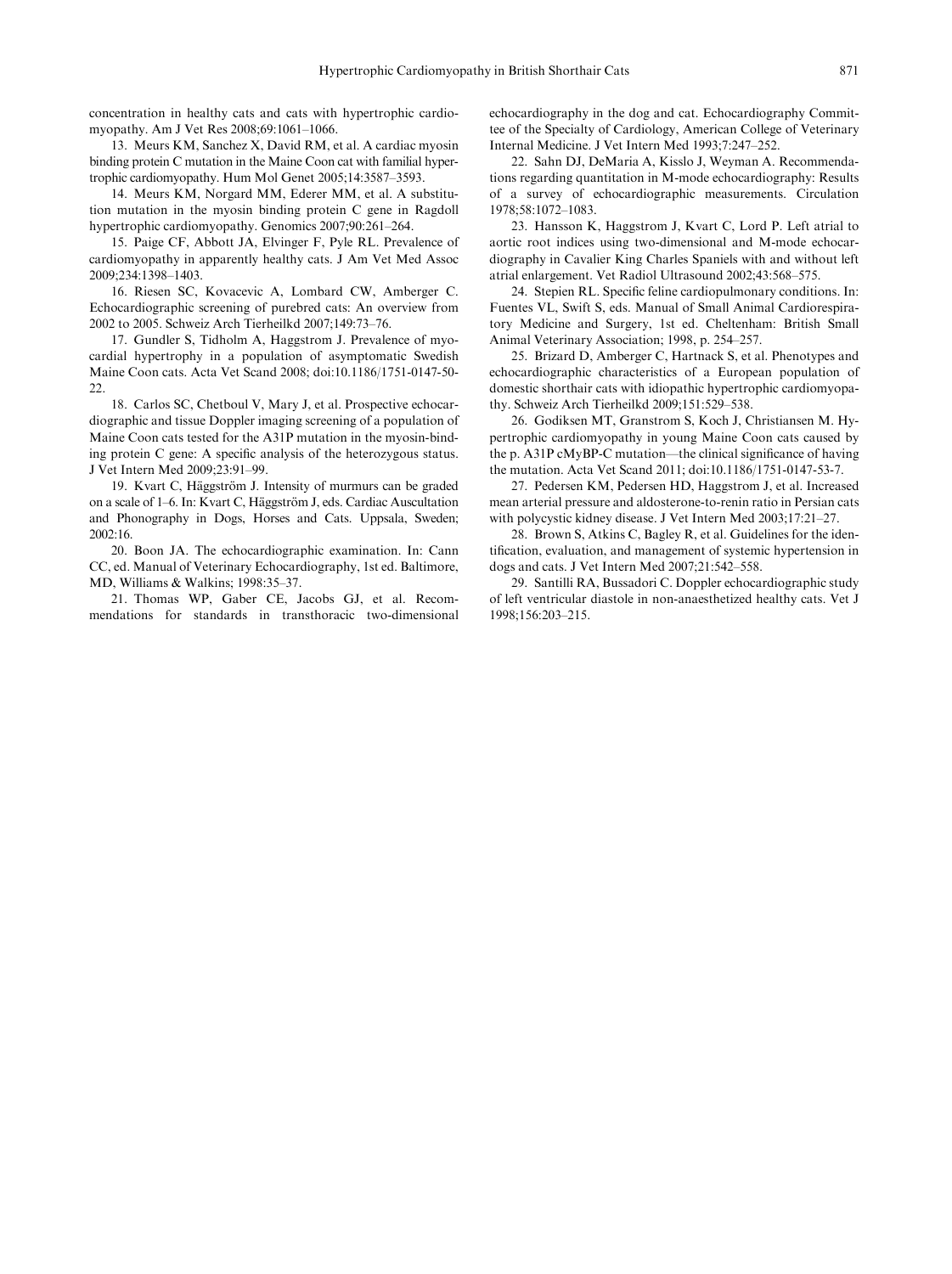concentration in healthy cats and cats with hypertrophic cardiomyopathy. Am J Vet Res 2008;69:1061–1066.

13. Meurs KM, Sanchez X, David RM, et al. A cardiac myosin binding protein C mutation in the Maine Coon cat with familial hypertrophic cardiomyopathy. Hum Mol Genet 2005;14:3587–3593.

14. Meurs KM, Norgard MM, Ederer MM, et al. A substitution mutation in the myosin binding protein C gene in Ragdoll hypertrophic cardiomyopathy. Genomics 2007;90:261–264.

15. Paige CF, Abbott JA, Elvinger F, Pyle RL. Prevalence of cardiomyopathy in apparently healthy cats. J Am Vet Med Assoc 2009;234:1398–1403.

16. Riesen SC, Kovacevic A, Lombard CW, Amberger C. Echocardiographic screening of purebred cats: An overview from 2002 to 2005. Schweiz Arch Tierheilkd 2007;149:73–76.

17. Gundler S, Tidholm A, Haggstrom J. Prevalence of myocardial hypertrophy in a population of asymptomatic Swedish Maine Coon cats. Acta Vet Scand 2008; doi:10.1186/1751-0147-50-22.

18. Carlos SC, Chetboul V, Mary J, et al. Prospective echocardiographic and tissue Doppler imaging screening of a population of Maine Coon cats tested for the A31P mutation in the myosin-binding protein C gene: A specific analysis of the heterozygous status. J Vet Intern Med 2009;23:91–99.

19. Kvart C, Häggström J. Intensity of murmurs can be graded on a scale of 1–6. In: Kvart C, Häggström J, eds. Cardiac Auscultation and Phonography in Dogs, Horses and Cats. Uppsala, Sweden; 2002:16.

20. Boon JA. The echocardiographic examination. In: Cann CC, ed. Manual of Veterinary Echocardiography, 1st ed. Baltimore, MD, Williams & Walkins; 1998:35–37.

21. Thomas WP, Gaber CE, Jacobs GJ, et al. Recommendations for standards in transthoracic two-dimensional echocardiography in the dog and cat. Echocardiography Committee of the Specialty of Cardiology, American College of Veterinary Internal Medicine. J Vet Intern Med 1993;7:247–252.

22. Sahn DJ, DeMaria A, Kisslo J, Weyman A. Recommendations regarding quantitation in M-mode echocardiography: Results of a survey of echocardiographic measurements. Circulation 1978;58:1072–1083.

23. Hansson K, Haggstrom J, Kvart C, Lord P. Left atrial to aortic root indices using two-dimensional and M-mode echocardiography in Cavalier King Charles Spaniels with and without left atrial enlargement. Vet Radiol Ultrasound 2002;43:568–575.

24. Stepien RL. Specific feline cardiopulmonary conditions. In: Fuentes VL, Swift S, eds. Manual of Small Animal Cardiorespiratory Medicine and Surgery, 1st ed. Cheltenham: British Small Animal Veterinary Association; 1998, p. 254–257.

25. Brizard D, Amberger C, Hartnack S, et al. Phenotypes and echocardiographic characteristics of a European population of domestic shorthair cats with idiopathic hypertrophic cardiomyopathy. Schweiz Arch Tierheilkd 2009;151:529–538.

26. Godiksen MT, Granstrom S, Koch J, Christiansen M. Hypertrophic cardiomyopathy in young Maine Coon cats caused by the p. A31P cMyBP-C mutation—the clinical significance of having the mutation. Acta Vet Scand 2011; doi:10.1186/1751-0147-53-7.

27. Pedersen KM, Pedersen HD, Haggstrom J, et al. Increased mean arterial pressure and aldosterone-to-renin ratio in Persian cats with polycystic kidney disease. J Vet Intern Med 2003;17:21–27.

28. Brown S, Atkins C, Bagley R, et al. Guidelines for the identification, evaluation, and management of systemic hypertension in dogs and cats. J Vet Intern Med 2007;21:542–558.

29. Santilli RA, Bussadori C. Doppler echocardiographic study of left ventricular diastole in non-anaesthetized healthy cats. Vet J 1998;156:203–215.